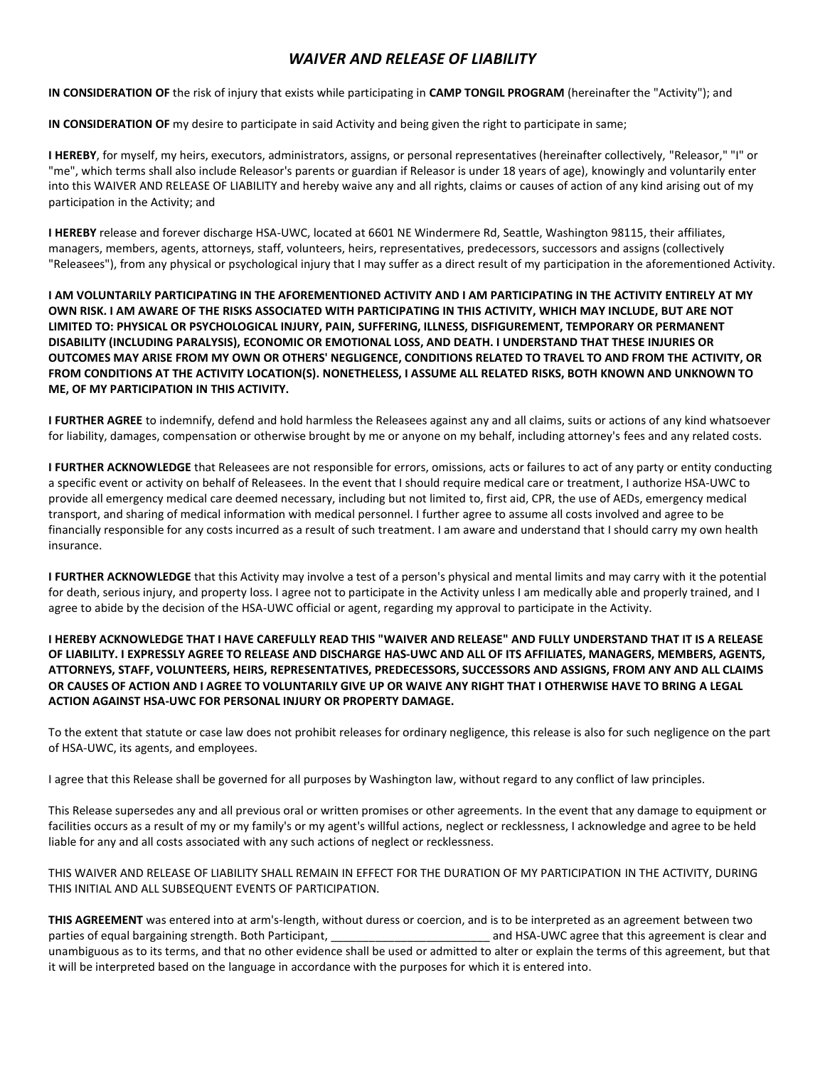# *WAIVER AND RELEASE OF LIABILITY*

**IN CONSIDERATION OF** the risk of injury that exists while participating in **CAMP TONGIL PROGRAM** (hereinafter the "Activity"); and

**IN CONSIDERATION OF** my desire to participate in said Activity and being given the right to participate in same;

**I HEREBY**, for myself, my heirs, executors, administrators, assigns, or personal representatives (hereinafter collectively, "Releasor," "I" or "me", which terms shall also include Releasor's parents or guardian if Releasor is under 18 years of age), knowingly and voluntarily enter into this WAIVER AND RELEASE OF LIABILITY and hereby waive any and all rights, claims or causes of action of any kind arising out of my participation in the Activity; and

**I HEREBY** release and forever discharge HSA-UWC, located at 6601 NE Windermere Rd, Seattle, Washington 98115, their affiliates, managers, members, agents, attorneys, staff, volunteers, heirs, representatives, predecessors, successors and assigns (collectively "Releasees"), from any physical or psychological injury that I may suffer as a direct result of my participation in the aforementioned Activity.

**I AM VOLUNTARILY PARTICIPATING IN THE AFOREMENTIONED ACTIVITY AND I AM PARTICIPATING IN THE ACTIVITY ENTIRELY AT MY OWN RISK. I AM AWARE OF THE RISKS ASSOCIATED WITH PARTICIPATING IN THIS ACTIVITY, WHICH MAY INCLUDE, BUT ARE NOT LIMITED TO: PHYSICAL OR PSYCHOLOGICAL INJURY, PAIN, SUFFERING, ILLNESS, DISFIGUREMENT, TEMPORARY OR PERMANENT DISABILITY (INCLUDING PARALYSIS), ECONOMIC OR EMOTIONAL LOSS, AND DEATH. I UNDERSTAND THAT THESE INJURIES OR OUTCOMES MAY ARISE FROM MY OWN OR OTHERS' NEGLIGENCE, CONDITIONS RELATED TO TRAVEL TO AND FROM THE ACTIVITY, OR FROM CONDITIONS AT THE ACTIVITY LOCATION(S). NONETHELESS, I ASSUME ALL RELATED RISKS, BOTH KNOWN AND UNKNOWN TO ME, OF MY PARTICIPATION IN THIS ACTIVITY.**

**I FURTHER AGREE** to indemnify, defend and hold harmless the Releasees against any and all claims, suits or actions of any kind whatsoever for liability, damages, compensation or otherwise brought by me or anyone on my behalf, including attorney's fees and any related costs.

**I FURTHER ACKNOWLEDGE** that Releasees are not responsible for errors, omissions, acts or failures to act of any party or entity conducting a specific event or activity on behalf of Releasees. In the event that I should require medical care or treatment, I authorize HSA-UWC to provide all emergency medical care deemed necessary, including but not limited to, first aid, CPR, the use of AEDs, emergency medical transport, and sharing of medical information with medical personnel. I further agree to assume all costs involved and agree to be financially responsible for any costs incurred as a result of such treatment. I am aware and understand that I should carry my own health insurance.

**I FURTHER ACKNOWLEDGE** that this Activity may involve a test of a person's physical and mental limits and may carry with it the potential for death, serious injury, and property loss. I agree not to participate in the Activity unless I am medically able and properly trained, and I agree to abide by the decision of the HSA-UWC official or agent, regarding my approval to participate in the Activity.

**I HEREBY ACKNOWLEDGE THAT I HAVE CAREFULLY READ THIS "WAIVER AND RELEASE" AND FULLY UNDERSTAND THAT IT IS A RELEASE OF LIABILITY. I EXPRESSLY AGREE TO RELEASE AND DISCHARGE HAS-UWC AND ALL OF ITS AFFILIATES, MANAGERS, MEMBERS, AGENTS, ATTORNEYS, STAFF, VOLUNTEERS, HEIRS, REPRESENTATIVES, PREDECESSORS, SUCCESSORS AND ASSIGNS, FROM ANY AND ALL CLAIMS OR CAUSES OF ACTION AND I AGREE TO VOLUNTARILY GIVE UP OR WAIVE ANY RIGHT THAT I OTHERWISE HAVE TO BRING A LEGAL ACTION AGAINST HSA-UWC FOR PERSONAL INJURY OR PROPERTY DAMAGE.**

To the extent that statute or case law does not prohibit releases for ordinary negligence, this release is also for such negligence on the part of HSA-UWC, its agents, and employees.

I agree that this Release shall be governed for all purposes by Washington law, without regard to any conflict of law principles.

This Release supersedes any and all previous oral or written promises or other agreements. In the event that any damage to equipment or facilities occurs as a result of my or my family's or my agent's willful actions, neglect or recklessness, I acknowledge and agree to be held liable for any and all costs associated with any such actions of neglect or recklessness.

THIS WAIVER AND RELEASE OF LIABILITY SHALL REMAIN IN EFFECT FOR THE DURATION OF MY PARTICIPATION IN THE ACTIVITY, DURING THIS INITIAL AND ALL SUBSEQUENT EVENTS OF PARTICIPATION.

**THIS AGREEMENT** was entered into at arm's-length, without duress or coercion, and is to be interpreted as an agreement between two parties of equal bargaining strength. Both Participant, _________________________ and HSA-UWC agree that this agreement is clear and unambiguous as to its terms, and that no other evidence shall be used or admitted to alter or explain the terms of this agreement, but that it will be interpreted based on the language in accordance with the purposes for which it is entered into.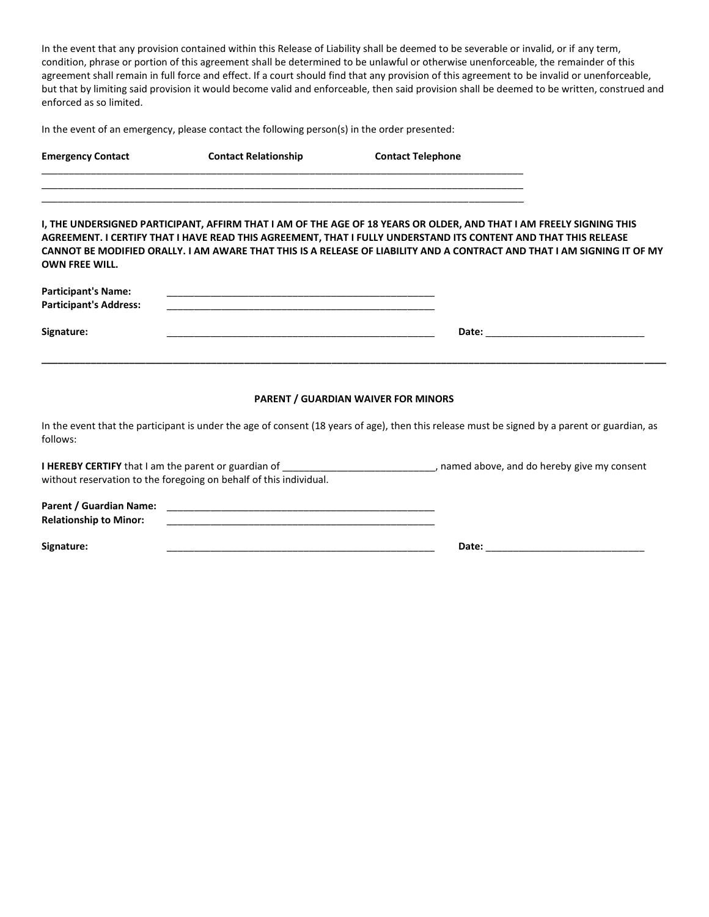In the event that any provision contained within this Release of Liability shall be deemed to be severable or invalid, or if any term, condition, phrase or portion of this agreement shall be determined to be unlawful or otherwise unenforceable, the remainder of this agreement shall remain in full force and effect. If a court should find that any provision of this agreement to be invalid or unenforceable, but that by limiting said provision it would become valid and enforceable, then said provision shall be deemed to be written, construed and enforced as so limited.

In the event of an emergency, please contact the following person(s) in the order presented:

| Emergency Contact | Contact Relationship | Contact Telephone |
|---|---|---|
| | | |
| | | |
| | | |

**I, THE UNDERSIGNED PARTICIPANT, AFFIRM THAT I AM OF THE AGE OF 18 YEARS OR OLDER, AND THAT I AM FREELY SIGNING THIS AGREEMENT. I CERTIFY THAT I HAVE READ THIS AGREEMENT, THAT I FULLY UNDERSTAND ITS CONTENT AND THAT THIS RELEASE CANNOT BE MODIFIED ORALLY. I AM AWARE THAT THIS IS A RELEASE OF LIABILITY AND A CONTRACT AND THAT I AM SIGNING IT OF MY OWN FREE WILL.**

**Participant's Name:** ___________________________________________________

**Participant's Address:** ___________________________________________________

**Signature:** ___________________________________________________ **Date:** _____________________________

---

**PARENT / GUARDIAN WAIVER FOR MINORS**

In the event that the participant is under the age of consent (18 years of age), then this release must be signed by a parent or guardian, as follows:

**I HEREBY CERTIFY** that I am the parent or guardian of ____________________________, named above, and do hereby give my consent without reservation to the foregoing on behalf of this individual.

**Parent / Guardian Name:** ___________________________________________________

**Relationship to Minor:** ___________________________________________________

**Signature:** ___________________________________________________ **Date:** _____________________________